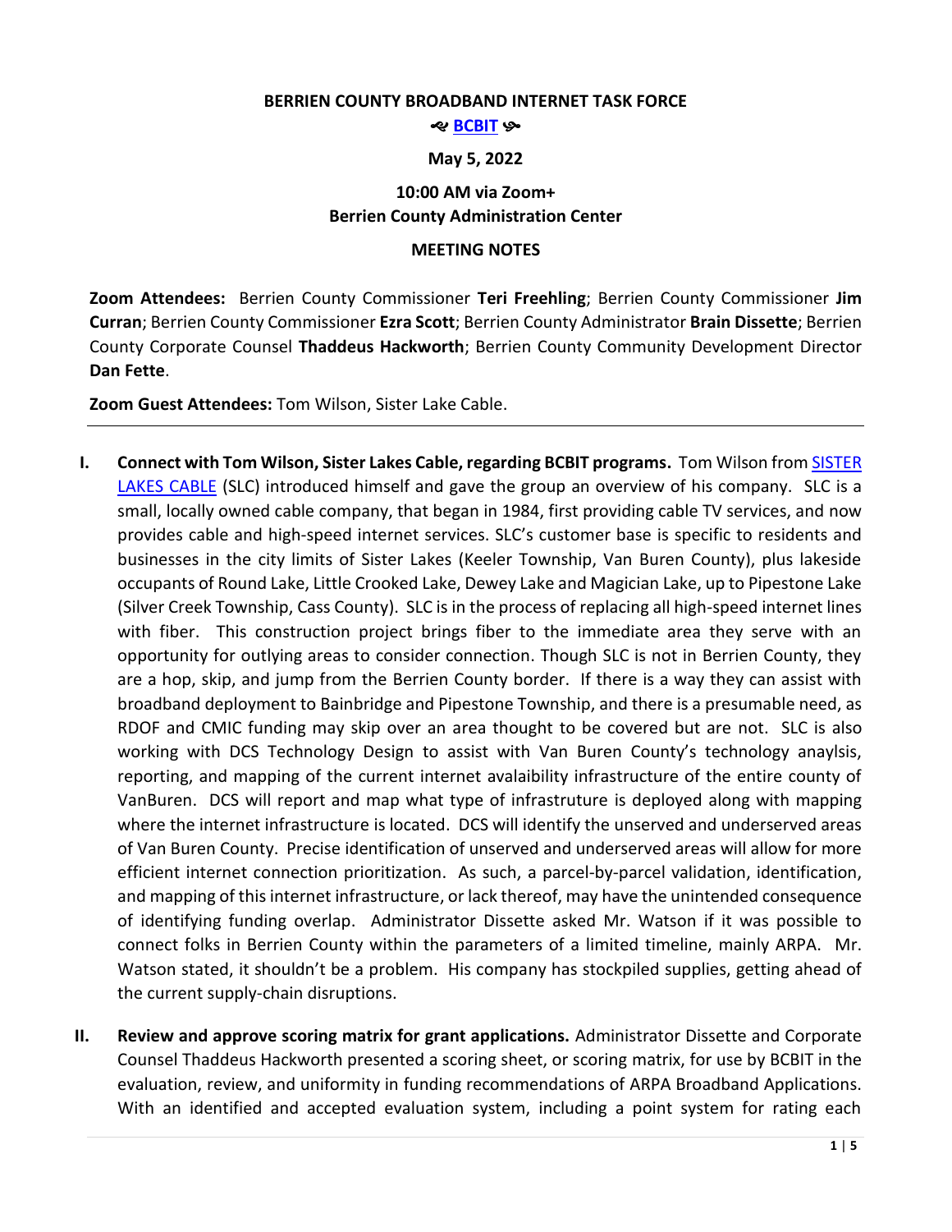**BERRIEN COUNTY BROADBAND INTERNET TASK FORCE**

**❧ BCBIT ☙**

**May 5, 2022**

**10:00 AM via Zoom+**
**Berrien County Administration Center**

**MEETING NOTES**

**Zoom Attendees:** Berrien County Commissioner **Teri Freehling**; Berrien County Commissioner **Jim Curran**; Berrien County Commissioner **Ezra Scott**; Berrien County Administrator **Brain Dissette**; Berrien County Corporate Counsel **Thaddeus Hackworth**; Berrien County Community Development Director **Dan Fette**.

**Zoom Guest Attendees:** Tom Wilson, Sister Lake Cable.

---

I. **Connect with Tom Wilson, Sister Lakes Cable, regarding BCBIT programs.** Tom Wilson from SISTER LAKES CABLE (SLC) introduced himself and gave the group an overview of his company. SLC is a small, locally owned cable company, that began in 1984, first providing cable TV services, and now provides cable and high-speed internet services. SLC's customer base is specific to residents and businesses in the city limits of Sister Lakes (Keeler Township, Van Buren County), plus lakeside occupants of Round Lake, Little Crooked Lake, Dewey Lake and Magician Lake, up to Pipestone Lake (Silver Creek Township, Cass County). SLC is in the process of replacing all high-speed internet lines with fiber. This construction project brings fiber to the immediate area they serve with an opportunity for outlying areas to consider connection. Though SLC is not in Berrien County, they are a hop, skip, and jump from the Berrien County border. If there is a way they can assist with broadband deployment to Bainbridge and Pipestone Township, and there is a presumable need, as RDOF and CMIC funding may skip over an area thought to be covered but are not. SLC is also working with DCS Technology Design to assist with Van Buren County's technology anaylsis, reporting, and mapping of the current internet avalaibility infrastructure of the entire county of VanBuren. DCS will report and map what type of infrastruture is deployed along with mapping where the internet infrastructure is located. DCS will identify the unserved and underserved areas of Van Buren County. Precise identification of unserved and underserved areas will allow for more efficient internet connection prioritization. As such, a parcel-by-parcel validation, identification, and mapping of this internet infrastructure, or lack thereof, may have the unintended consequence of identifying funding overlap. Administrator Dissette asked Mr. Watson if it was possible to connect folks in Berrien County within the parameters of a limited timeline, mainly ARPA. Mr. Watson stated, it shouldn't be a problem. His company has stockpiled supplies, getting ahead of the current supply-chain disruptions.

II. **Review and approve scoring matrix for grant applications.** Administrator Dissette and Corporate Counsel Thaddeus Hackworth presented a scoring sheet, or scoring matrix, for use by BCBIT in the evaluation, review, and uniformity in funding recommendations of ARPA Broadband Applications. With an identified and accepted evaluation system, including a point system for rating each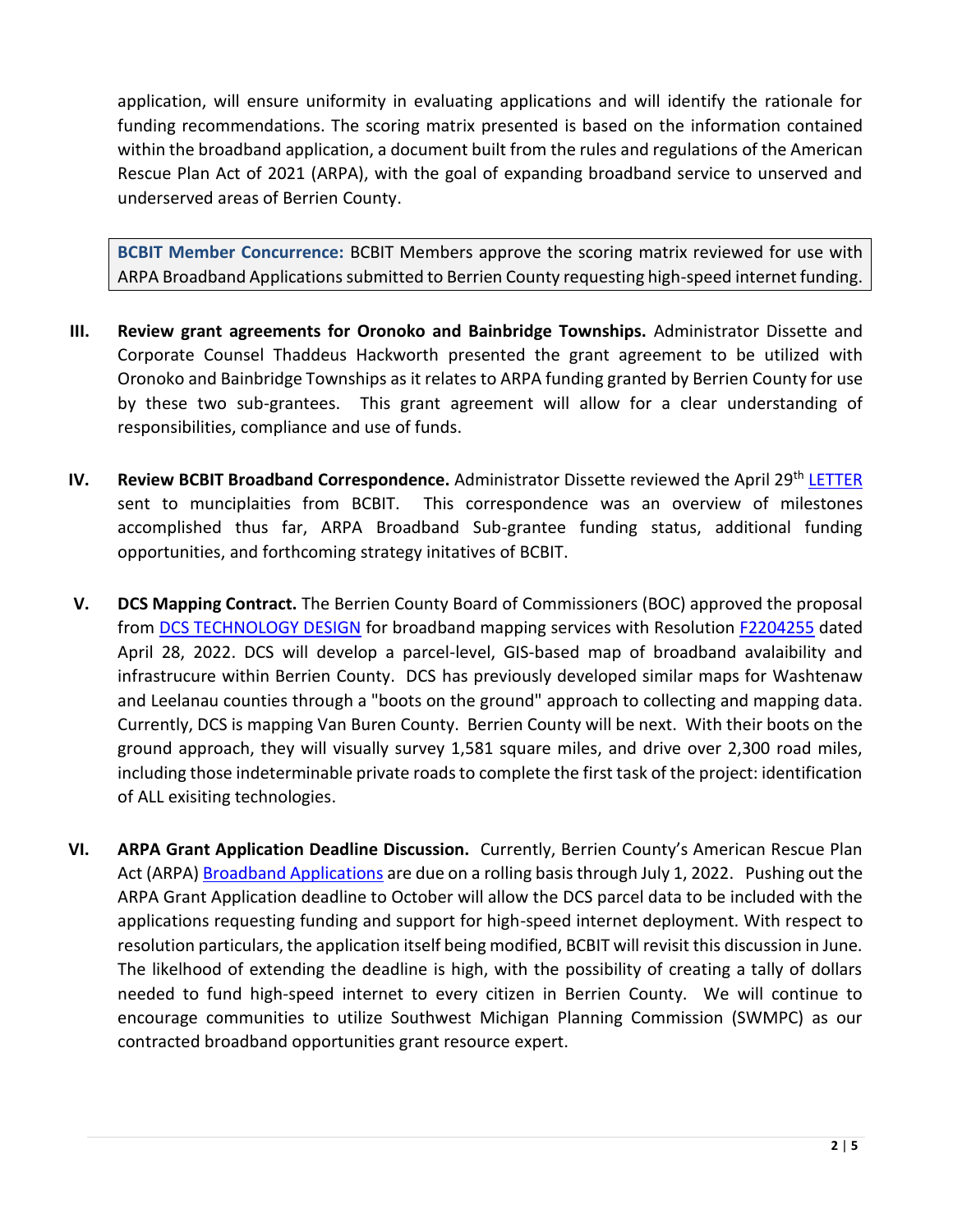application, will ensure uniformity in evaluating applications and will identify the rationale for funding recommendations. The scoring matrix presented is based on the information contained within the broadband application, a document built from the rules and regulations of the American Rescue Plan Act of 2021 (ARPA), with the goal of expanding broadband service to unserved and underserved areas of Berrien County.

**BCBIT Member Concurrence:** BCBIT Members approve the scoring matrix reviewed for use with ARPA Broadband Applications submitted to Berrien County requesting high-speed internet funding.

**III. Review grant agreements for Oronoko and Bainbridge Townships.** Administrator Dissette and Corporate Counsel Thaddeus Hackworth presented the grant agreement to be utilized with Oronoko and Bainbridge Townships as it relates to ARPA funding granted by Berrien County for use by these two sub-grantees. This grant agreement will allow for a clear understanding of responsibilities, compliance and use of funds.

**IV. Review BCBIT Broadband Correspondence.** Administrator Dissette reviewed the April 29th LETTER sent to munciplaities from BCBIT. This correspondence was an overview of milestones accomplished thus far, ARPA Broadband Sub-grantee funding status, additional funding opportunities, and forthcoming strategy initatives of BCBIT.

**V. DCS Mapping Contract.** The Berrien County Board of Commissioners (BOC) approved the proposal from DCS TECHNOLOGY DESIGN for broadband mapping services with Resolution F2204255 dated April 28, 2022. DCS will develop a parcel-level, GIS-based map of broadband avalaibility and infrastrucure within Berrien County. DCS has previously developed similar maps for Washtenaw and Leelanau counties through a "boots on the ground" approach to collecting and mapping data. Currently, DCS is mapping Van Buren County. Berrien County will be next. With their boots on the ground approach, they will visually survey 1,581 square miles, and drive over 2,300 road miles, including those indeterminable private roads to complete the first task of the project: identification of ALL exisiting technologies.

**VI. ARPA Grant Application Deadline Discussion.** Currently, Berrien County's American Rescue Plan Act (ARPA) Broadband Applications are due on a rolling basis through July 1, 2022. Pushing out the ARPA Grant Application deadline to October will allow the DCS parcel data to be included with the applications requesting funding and support for high-speed internet deployment. With respect to resolution particulars, the application itself being modified, BCBIT will revisit this discussion in June. The likelihood of extending the deadline is high, with the possibility of creating a tally of dollars needed to fund high-speed internet to every citizen in Berrien County. We will continue to encourage communities to utilize Southwest Michigan Planning Commission (SWMPC) as our contracted broadband opportunities grant resource expert.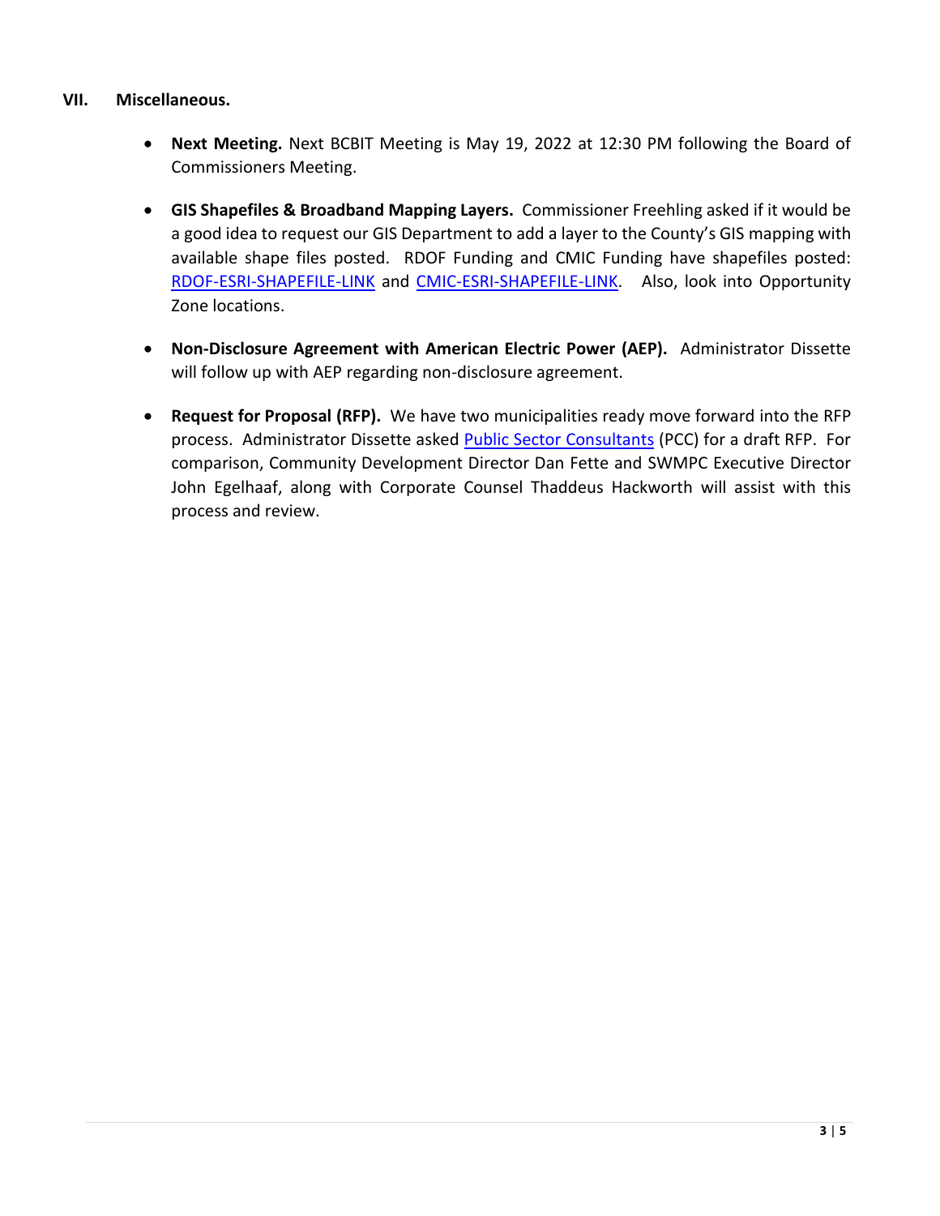## VII. Miscellaneous.

- **Next Meeting.** Next BCBIT Meeting is May 19, 2022 at 12:30 PM following the Board of Commissioners Meeting.

- **GIS Shapefiles & Broadband Mapping Layers.** Commissioner Freehling asked if it would be a good idea to request our GIS Department to add a layer to the County's GIS mapping with available shape files posted. RDOF Funding and CMIC Funding have shapefiles posted: RDOF-ESRI-SHAPEFILE-LINK and CMIC-ESRI-SHAPEFILE-LINK. Also, look into Opportunity Zone locations.

- **Non-Disclosure Agreement with American Electric Power (AEP).** Administrator Dissette will follow up with AEP regarding non-disclosure agreement.

- **Request for Proposal (RFP).** We have two municipalities ready move forward into the RFP process. Administrator Dissette asked Public Sector Consultants (PCC) for a draft RFP. For comparison, Community Development Director Dan Fette and SWMPC Executive Director John Egelhaaf, along with Corporate Counsel Thaddeus Hackworth will assist with this process and review.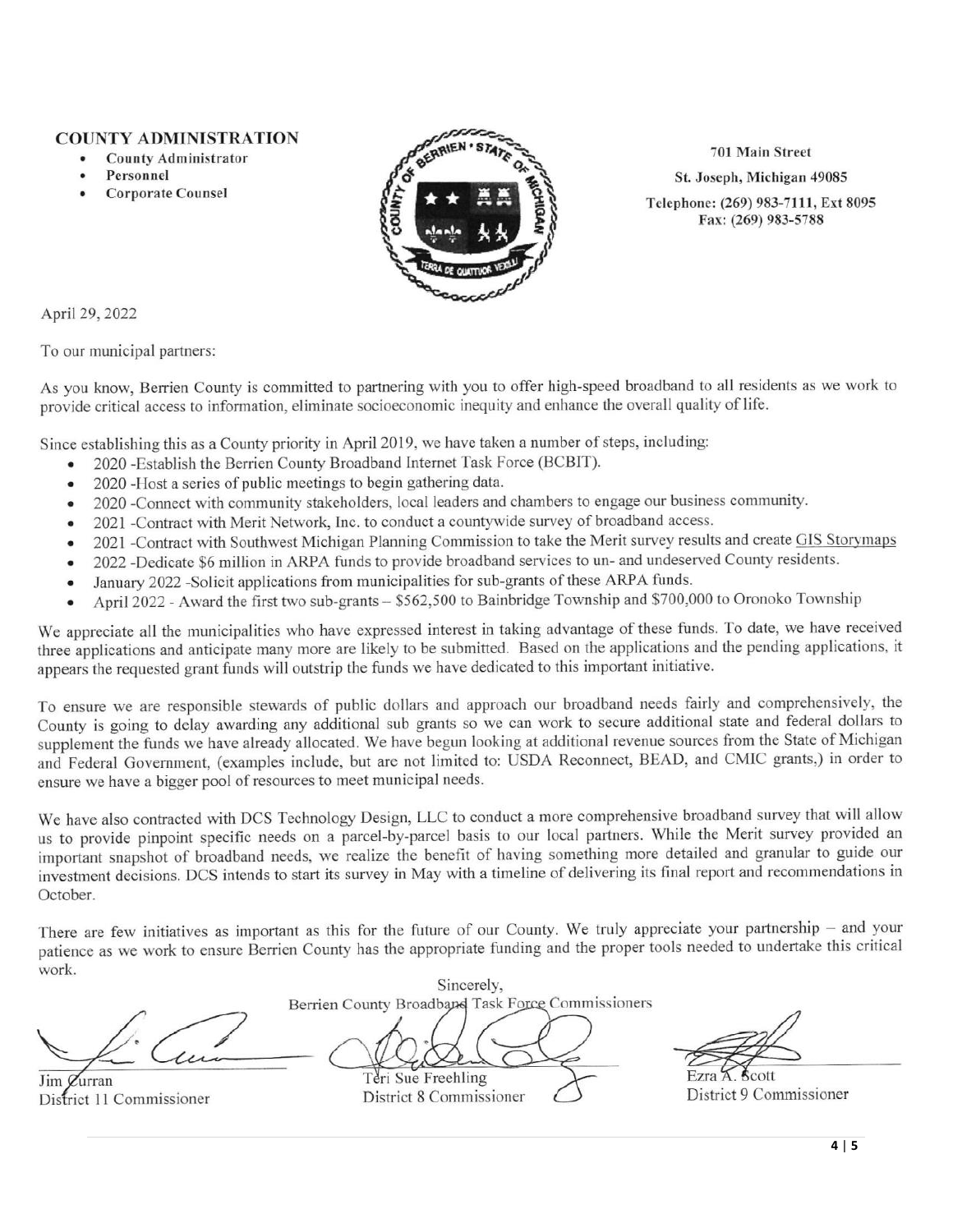**COUNTY ADMINISTRATION**

- County Administrator
- Personnel
- Corporate Counsel

701 Main Street
St. Joseph, Michigan 49085
Telephone: (269) 983-7111, Ext 8095
Fax: (269) 983-5788

April 29, 2022

To our municipal partners:

As you know, Berrien County is committed to partnering with you to offer high-speed broadband to all residents as we work to provide critical access to information, eliminate socioeconomic inequity and enhance the overall quality of life.

Since establishing this as a County priority in April 2019, we have taken a number of steps, including:

- 2020 -Establish the Berrien County Broadband Internet Task Force (BCBIT).
- 2020 -Host a series of public meetings to begin gathering data.
- 2020 -Connect with community stakeholders, local leaders and chambers to engage our business community.
- 2021 -Contract with Merit Network, Inc. to conduct a countywide survey of broadband access.
- 2021 -Contract with Southwest Michigan Planning Commission to take the Merit survey results and create GIS Storymaps
- 2022 -Dedicate $6 million in ARPA funds to provide broadband services to un- and undeserved County residents.
- January 2022 -Solicit applications from municipalities for sub-grants of these ARPA funds.
- April 2022 - Award the first two sub-grants – $562,500 to Bainbridge Township and $700,000 to Oronoko Township

We appreciate all the municipalities who have expressed interest in taking advantage of these funds. To date, we have received three applications and anticipate many more are likely to be submitted. Based on the applications and the pending applications, it appears the requested grant funds will outstrip the funds we have dedicated to this important initiative.

To ensure we are responsible stewards of public dollars and approach our broadband needs fairly and comprehensively, the County is going to delay awarding any additional sub grants so we can work to secure additional state and federal dollars to supplement the funds we have already allocated. We have begun looking at additional revenue sources from the State of Michigan and Federal Government, (examples include, but are not limited to: USDA Reconnect, BEAD, and CMIC grants,) in order to ensure we have a bigger pool of resources to meet municipal needs.

We have also contracted with DCS Technology Design, LLC to conduct a more comprehensive broadband survey that will allow us to provide pinpoint specific needs on a parcel-by-parcel basis to our local partners. While the Merit survey provided an important snapshot of broadband needs, we realize the benefit of having something more detailed and granular to guide our investment decisions. DCS intends to start its survey in May with a timeline of delivering its final report and recommendations in October.

There are few initiatives as important as this for the future of our County. We truly appreciate your partnership – and your patience as we work to ensure Berrien County has the appropriate funding and the proper tools needed to undertake this critical work.

Sincerely,
Berrien County Broadband Task Force Commissioners

Jim Curran
District 11 Commissioner

Teri Sue Freehling
District 8 Commissioner

Ezra A. Scott
District 9 Commissioner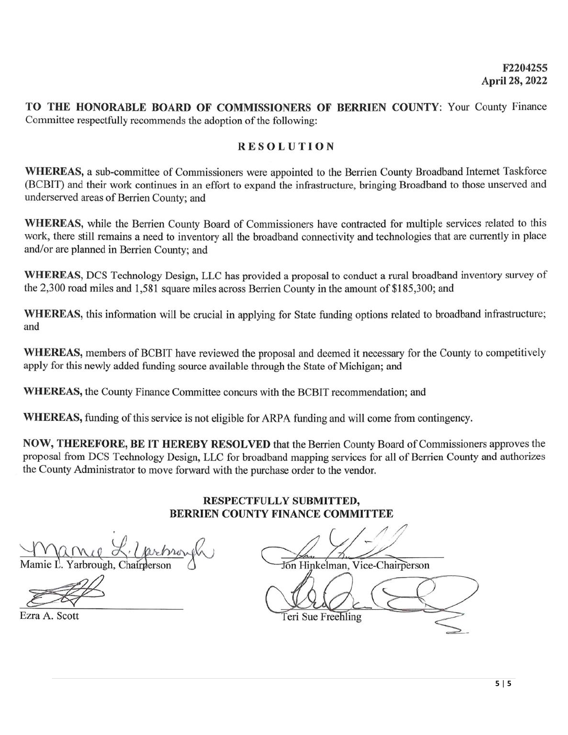**F2204255**
**April 28, 2022**

**TO THE HONORABLE BOARD OF COMMISSIONERS OF BERRIEN COUNTY**: Your County Finance Committee respectfully recommends the adoption of the following:

## RESOLUTION

**WHEREAS,** a sub-committee of Commissioners were appointed to the Berrien County Broadband Internet Taskforce (BCBIT) and their work continues in an effort to expand the infrastructure, bringing Broadband to those unserved and underserved areas of Berrien County; and

**WHEREAS,** while the Berrien County Board of Commissioners have contracted for multiple services related to this work, there still remains a need to inventory all the broadband connectivity and technologies that are currently in place and/or are planned in Berrien County; and

**WHEREAS,** DCS Technology Design, LLC has provided a proposal to conduct a rural broadband inventory survey of the 2,300 road miles and 1,581 square miles across Berrien County in the amount of $185,300; and

**WHEREAS,** this information will be crucial in applying for State funding options related to broadband infrastructure; and

**WHEREAS,** members of BCBIT have reviewed the proposal and deemed it necessary for the County to competitively apply for this newly added funding source available through the State of Michigan; and

**WHEREAS,** the County Finance Committee concurs with the BCBIT recommendation; and

**WHEREAS,** funding of this service is not eligible for ARPA funding and will come from contingency.

**NOW, THEREFORE, BE IT HEREBY RESOLVED** that the Berrien County Board of Commissioners approves the proposal from DCS Technology Design, LLC for broadband mapping services for all of Berrien County and authorizes the County Administrator to move forward with the purchase order to the vendor.

**RESPECTFULLY SUBMITTED,**
**BERRIEN COUNTY FINANCE COMMITTEE**

Mamie L. Yarbrough, Chairperson

Jon Hinkelman, Vice-Chairperson

Ezra A. Scott

Teri Sue Freehling